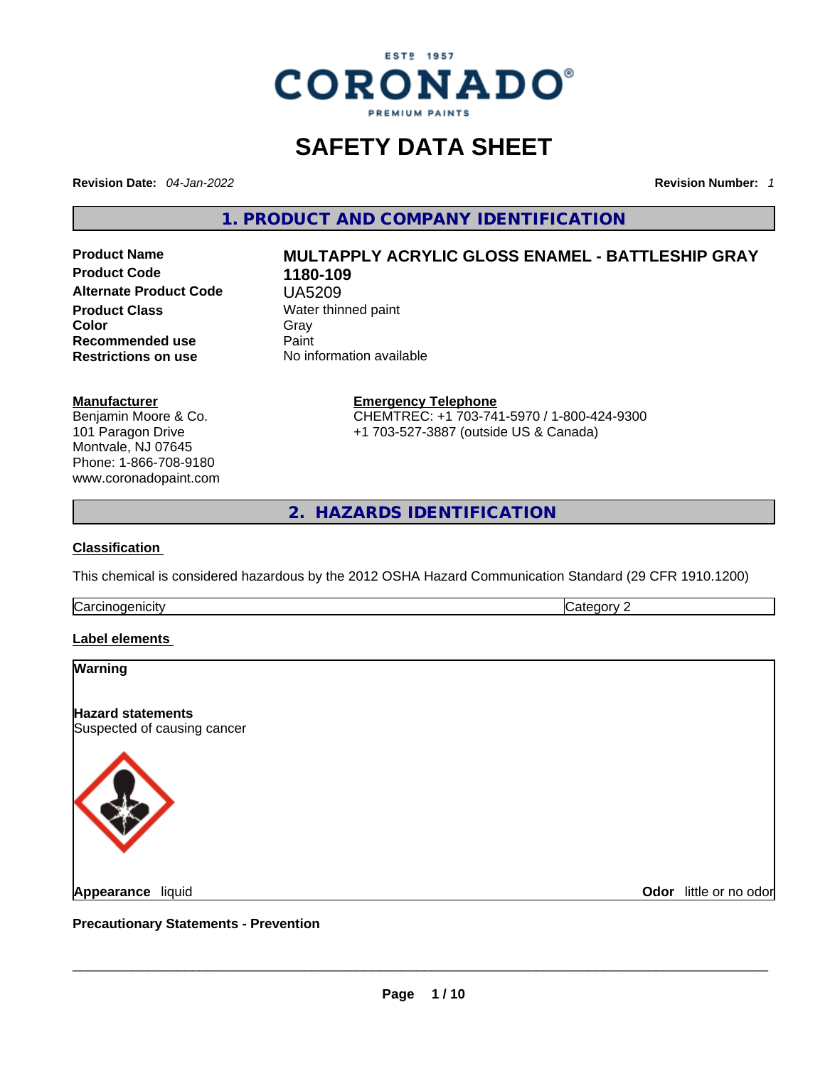CORONADO® PREMIUM PAINTS — ESTD 1957

# SAFETY DATA SHEET

**Revision Date:** *04-Jan-2022*  **Revision Number:** *1*

## 1. PRODUCT AND COMPANY IDENTIFICATION

| | |
|---|---|
| **Product Name** | **MULTAPPLY ACRYLIC GLOSS ENAMEL - BATTLESHIP GRAY** |
| **Product Code** | **1180-109** |
| **Alternate Product Code** | UA5209 |
| **Product Class** | Water thinned paint |
| **Color** | Gray |
| **Recommended use** | Paint |
| **Restrictions on use** | No information available |

**Manufacturer**
Benjamin Moore & Co.
101 Paragon Drive
Montvale, NJ 07645
Phone: 1-866-708-9180
www.coronadopaint.com

**Emergency Telephone**
CHEMTREC: +1 703-741-5970 / 1-800-424-9300
+1 703-527-3887 (outside US & Canada)

## 2. HAZARDS IDENTIFICATION

**Classification**

This chemical is considered hazardous by the 2012 OSHA Hazard Communication Standard (29 CFR 1910.1200)

| | |
|---|---|
| Carcinogenicity | Category 2 |

**Label elements**

**Warning**

**Hazard statements**
Suspected of causing cancer

**Appearance** liquid  **Odor** little or no odor

**Precautionary Statements - Prevention**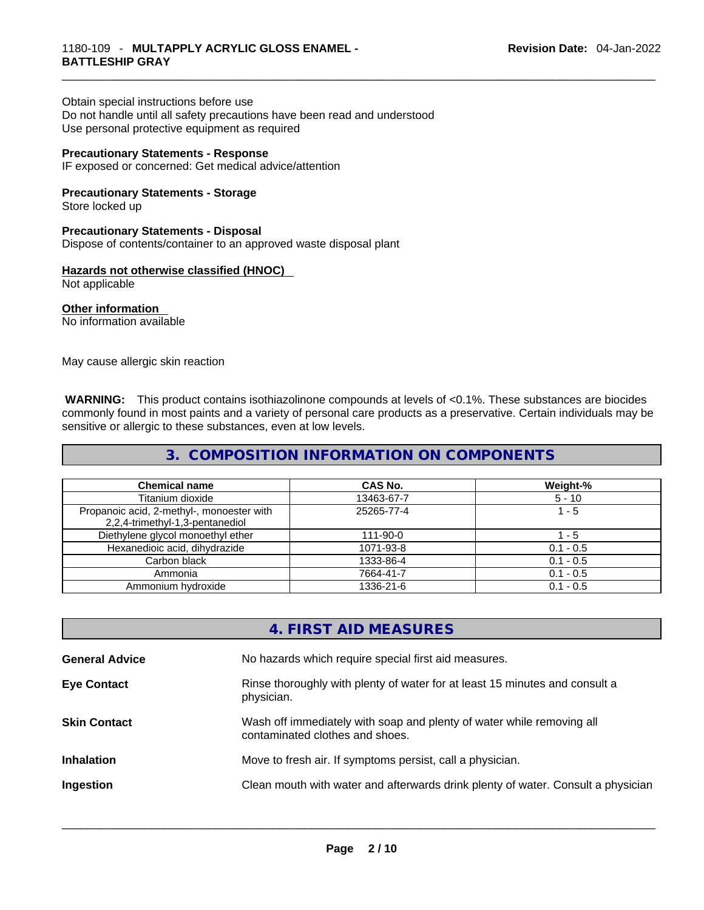Obtain special instructions before use
Do not handle until all safety precautions have been read and understood
Use personal protective equipment as required

**Precautionary Statements - Response**
IF exposed or concerned: Get medical advice/attention

**Precautionary Statements - Storage**
Store locked up

**Precautionary Statements - Disposal**
Dispose of contents/container to an approved waste disposal plant

**Hazards not otherwise classified (HNOC)**
Not applicable

**Other information**
No information available

May cause allergic skin reaction

**WARNING:** This product contains isothiazolinone compounds at levels of <0.1%. These substances are biocides commonly found in most paints and a variety of personal care products as a preservative. Certain individuals may be sensitive or allergic to these substances, even at low levels.

## 3. COMPOSITION INFORMATION ON COMPONENTS

| Chemical name | CAS No. | Weight-% |
|---|---|---|
| Titanium dioxide | 13463-67-7 | 5 - 10 |
| Propanoic acid, 2-methyl-, monoester with 2,2,4-trimethyl-1,3-pentanediol | 25265-77-4 | 1 - 5 |
| Diethylene glycol monoethyl ether | 111-90-0 | 1 - 5 |
| Hexanedioic acid, dihydrazide | 1071-93-8 | 0.1 - 0.5 |
| Carbon black | 1333-86-4 | 0.1 - 0.5 |
| Ammonia | 7664-41-7 | 0.1 - 0.5 |
| Ammonium hydroxide | 1336-21-6 | 0.1 - 0.5 |

## 4. FIRST AID MEASURES

**General Advice** No hazards which require special first aid measures.

**Eye Contact** Rinse thoroughly with plenty of water for at least 15 minutes and consult a physician.

**Skin Contact** Wash off immediately with soap and plenty of water while removing all contaminated clothes and shoes.

**Inhalation** Move to fresh air. If symptoms persist, call a physician.

**Ingestion** Clean mouth with water and afterwards drink plenty of water. Consult a physician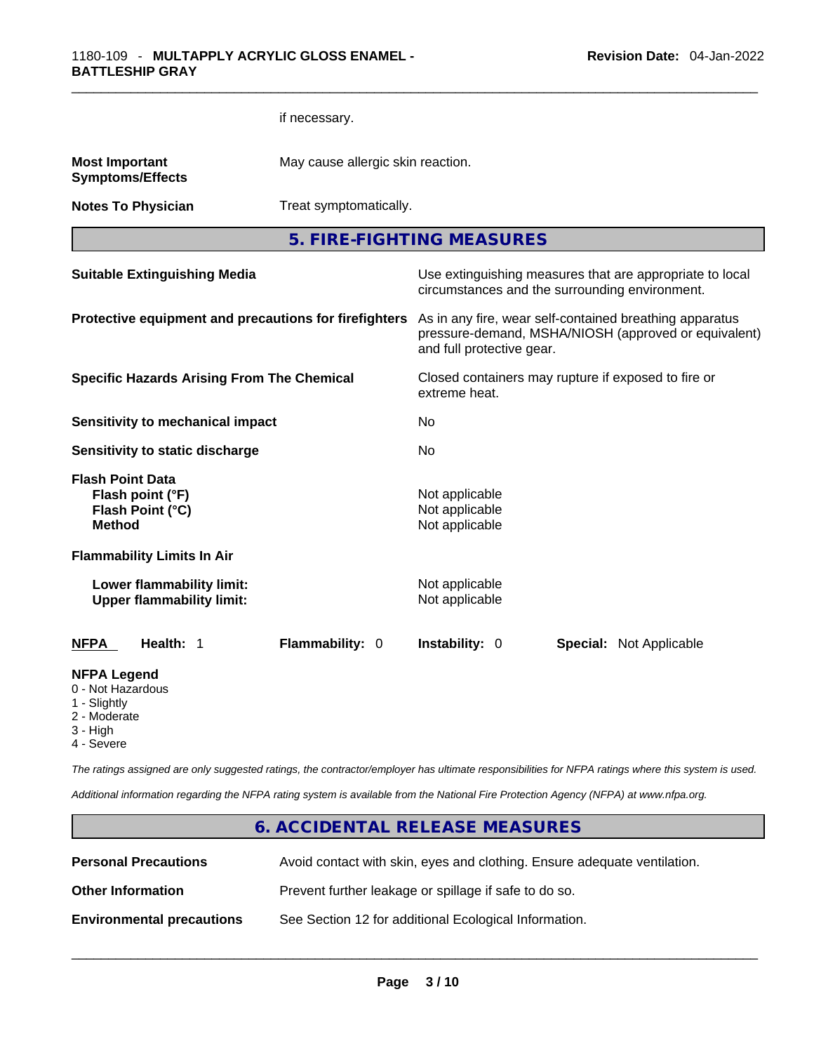if necessary.

| | |
|---|---|
| **Most Important Symptoms/Effects** | May cause allergic skin reaction. |
| **Notes To Physician** | Treat symptomatically. |

## 5. FIRE-FIGHTING MEASURES

| | |
|---|---|
| **Suitable Extinguishing Media** | Use extinguishing measures that are appropriate to local circumstances and the surrounding environment. |
| **Protective equipment and precautions for firefighters** | As in any fire, wear self-contained breathing apparatus pressure-demand, MSHA/NIOSH (approved or equivalent) and full protective gear. |
| **Specific Hazards Arising From The Chemical** | Closed containers may rupture if exposed to fire or extreme heat. |
| **Sensitivity to mechanical impact** | No |
| **Sensitivity to static discharge** | No |

**Flash Point Data**

| | |
|---|---|
| **Flash point (°F)** | Not applicable |
| **Flash Point (°C)** | Not applicable |
| **Method** | Not applicable |

**Flammability Limits In Air**

| | |
|---|---|
| **Lower flammability limit:** | Not applicable |
| **Upper flammability limit:** | Not applicable |

| **NFPA** | **Health:** 1 | **Flammability:** 0 | **Instability:** 0 | **Special:** Not Applicable |
|---|---|---|---|---|

**NFPA Legend**
- 0 - Not Hazardous
- 1 - Slightly
- 2 - Moderate
- 3 - High
- 4 - Severe

*The ratings assigned are only suggested ratings, the contractor/employer has ultimate responsibilities for NFPA ratings where this system is used.*

*Additional information regarding the NFPA rating system is available from the National Fire Protection Agency (NFPA) at www.nfpa.org.*

## 6. ACCIDENTAL RELEASE MEASURES

| | |
|---|---|
| **Personal Precautions** | Avoid contact with skin, eyes and clothing. Ensure adequate ventilation. |
| **Other Information** | Prevent further leakage or spillage if safe to do so. |
| **Environmental precautions** | See Section 12 for additional Ecological Information. |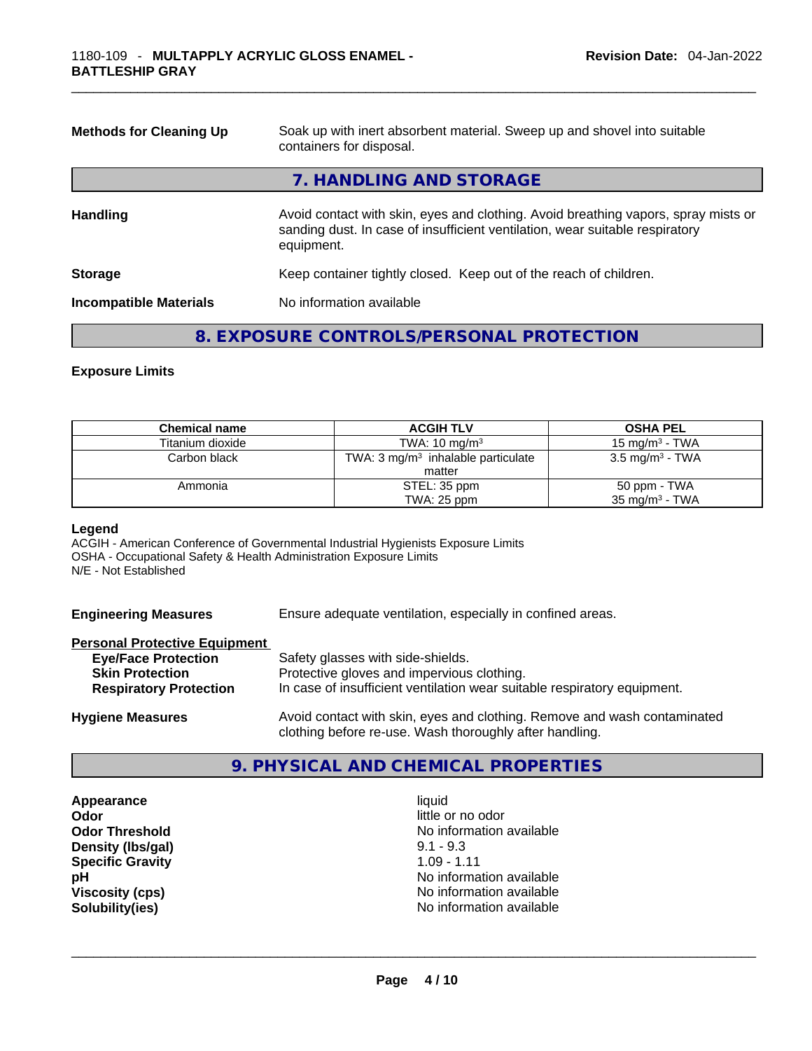**Methods for Cleaning Up** Soak up with inert absorbent material. Sweep up and shovel into suitable containers for disposal.

## 7. HANDLING AND STORAGE

**Handling** Avoid contact with skin, eyes and clothing. Avoid breathing vapors, spray mists or sanding dust. In case of insufficient ventilation, wear suitable respiratory equipment.

**Storage** Keep container tightly closed. Keep out of the reach of children.

**Incompatible Materials** No information available

## 8. EXPOSURE CONTROLS/PERSONAL PROTECTION

### Exposure Limits

| Chemical name | ACGIH TLV | OSHA PEL |
|---|---|---|
| Titanium dioxide | TWA: 10 mg/m³ | 15 mg/m³ - TWA |
| Carbon black | TWA: 3 mg/m³ inhalable particulate matter | 3.5 mg/m³ - TWA |
| Ammonia | STEL: 35 ppm<br>TWA: 25 ppm | 50 ppm - TWA<br>35 mg/m³ - TWA |

**Legend**
ACGIH - American Conference of Governmental Industrial Hygienists Exposure Limits
OSHA - Occupational Safety & Health Administration Exposure Limits
N/E - Not Established

**Engineering Measures** Ensure adequate ventilation, especially in confined areas.

**Personal Protective Equipment**
- **Eye/Face Protection** Safety glasses with side-shields.
- **Skin Protection** Protective gloves and impervious clothing.
- **Respiratory Protection** In case of insufficient ventilation wear suitable respiratory equipment.

**Hygiene Measures** Avoid contact with skin, eyes and clothing. Remove and wash contaminated clothing before re-use. Wash thoroughly after handling.

## 9. PHYSICAL AND CHEMICAL PROPERTIES

| | |
|---|---|
| **Appearance** | liquid |
| **Odor** | little or no odor |
| **Odor Threshold** | No information available |
| **Density (lbs/gal)** | 9.1 - 9.3 |
| **Specific Gravity** | 1.09 - 1.11 |
| **pH** | No information available |
| **Viscosity (cps)** | No information available |
| **Solubility(ies)** | No information available |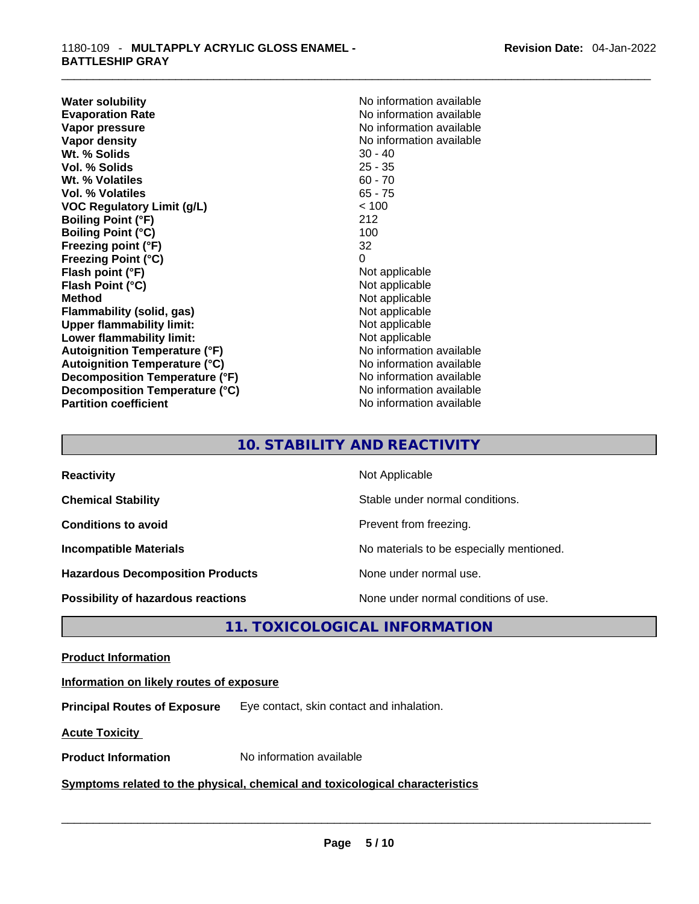| | |
|---|---|
| **Water solubility** | No information available |
| **Evaporation Rate** | No information available |
| **Vapor pressure** | No information available |
| **Vapor density** | No information available |
| **Wt. % Solids** | 30 - 40 |
| **Vol. % Solids** | 25 - 35 |
| **Wt. % Volatiles** | 60 - 70 |
| **Vol. % Volatiles** | 65 - 75 |
| **VOC Regulatory Limit (g/L)** | < 100 |
| **Boiling Point (°F)** | 212 |
| **Boiling Point (°C)** | 100 |
| **Freezing point (°F)** | 32 |
| **Freezing Point (°C)** | 0 |
| **Flash point (°F)** | Not applicable |
| **Flash Point (°C)** | Not applicable |
| **Method** | Not applicable |
| **Flammability (solid, gas)** | Not applicable |
| **Upper flammability limit:** | Not applicable |
| **Lower flammability limit:** | Not applicable |
| **Autoignition Temperature (°F)** | No information available |
| **Autoignition Temperature (°C)** | No information available |
| **Decomposition Temperature (°F)** | No information available |
| **Decomposition Temperature (°C)** | No information available |
| **Partition coefficient** | No information available |

## 10. STABILITY AND REACTIVITY

| | |
|---|---|
| **Reactivity** | Not Applicable |
| **Chemical Stability** | Stable under normal conditions. |
| **Conditions to avoid** | Prevent from freezing. |
| **Incompatible Materials** | No materials to be especially mentioned. |
| **Hazardous Decomposition Products** | None under normal use. |
| **Possibility of hazardous reactions** | None under normal conditions of use. |

## 11. TOXICOLOGICAL INFORMATION

**Product Information**

**Information on likely routes of exposure**

**Principal Routes of Exposure** Eye contact, skin contact and inhalation.

**Acute Toxicity**

**Product Information** No information available

**Symptoms related to the physical, chemical and toxicological characteristics**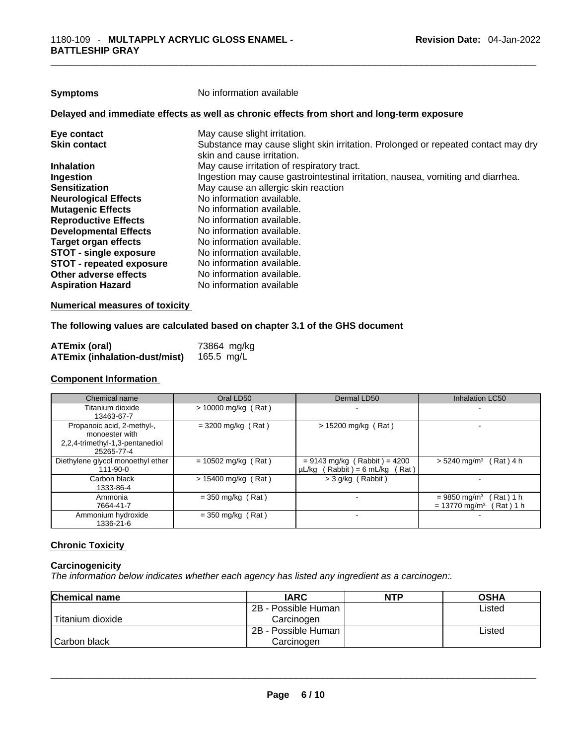**Symptoms** No information available

**Delayed and immediate effects as well as chronic effects from short and long-term exposure**

| | |
|---|---|
| **Eye contact** | May cause slight irritation. |
| **Skin contact** | Substance may cause slight skin irritation. Prolonged or repeated contact may dry skin and cause irritation. |
| **Inhalation** | May cause irritation of respiratory tract. |
| **Ingestion** | Ingestion may cause gastrointestinal irritation, nausea, vomiting and diarrhea. |
| **Sensitization** | May cause an allergic skin reaction |
| **Neurological Effects** | No information available. |
| **Mutagenic Effects** | No information available. |
| **Reproductive Effects** | No information available. |
| **Developmental Effects** | No information available. |
| **Target organ effects** | No information available. |
| **STOT - single exposure** | No information available. |
| **STOT - repeated exposure** | No information available. |
| **Other adverse effects** | No information available. |
| **Aspiration Hazard** | No information available |

**Numerical measures of toxicity**

**The following values are calculated based on chapter 3.1 of the GHS document**

| | |
|---|---|
| **ATEmix (oral)** | 73864 mg/kg |
| **ATEmix (inhalation-dust/mist)** | 165.5 mg/L |

**Component Information**

| Chemical name | Oral LD50 | Dermal LD50 | Inhalation LC50 |
|---|---|---|---|
| Titanium dioxide 13463-67-7 | > 10000 mg/kg ( Rat ) | - | - |
| Propanoic acid, 2-methyl-, monoester with 2,2,4-trimethyl-1,3-pentanediol 25265-77-4 | = 3200 mg/kg ( Rat ) | > 15200 mg/kg ( Rat ) | - |
| Diethylene glycol monoethyl ether 111-90-0 | = 10502 mg/kg ( Rat ) | = 9143 mg/kg ( Rabbit ) = 4200 µL/kg ( Rabbit ) = 6 mL/kg ( Rat ) | > 5240 mg/m³ ( Rat ) 4 h |
| Carbon black 1333-86-4 | > 15400 mg/kg ( Rat ) | > 3 g/kg ( Rabbit ) | - |
| Ammonia 7664-41-7 | = 350 mg/kg ( Rat ) | - | = 9850 mg/m³ ( Rat ) 1 h = 13770 mg/m³ ( Rat ) 1 h |
| Ammonium hydroxide 1336-21-6 | = 350 mg/kg ( Rat ) | - | - |

**Chronic Toxicity**

**Carcinogenicity**

*The information below indicates whether each agency has listed any ingredient as a carcinogen:.*

| Chemical name | IARC | NTP | OSHA |
|---|---|---|---|
| Titanium dioxide | 2B - Possible Human Carcinogen | | Listed |
| Carbon black | 2B - Possible Human Carcinogen | | Listed |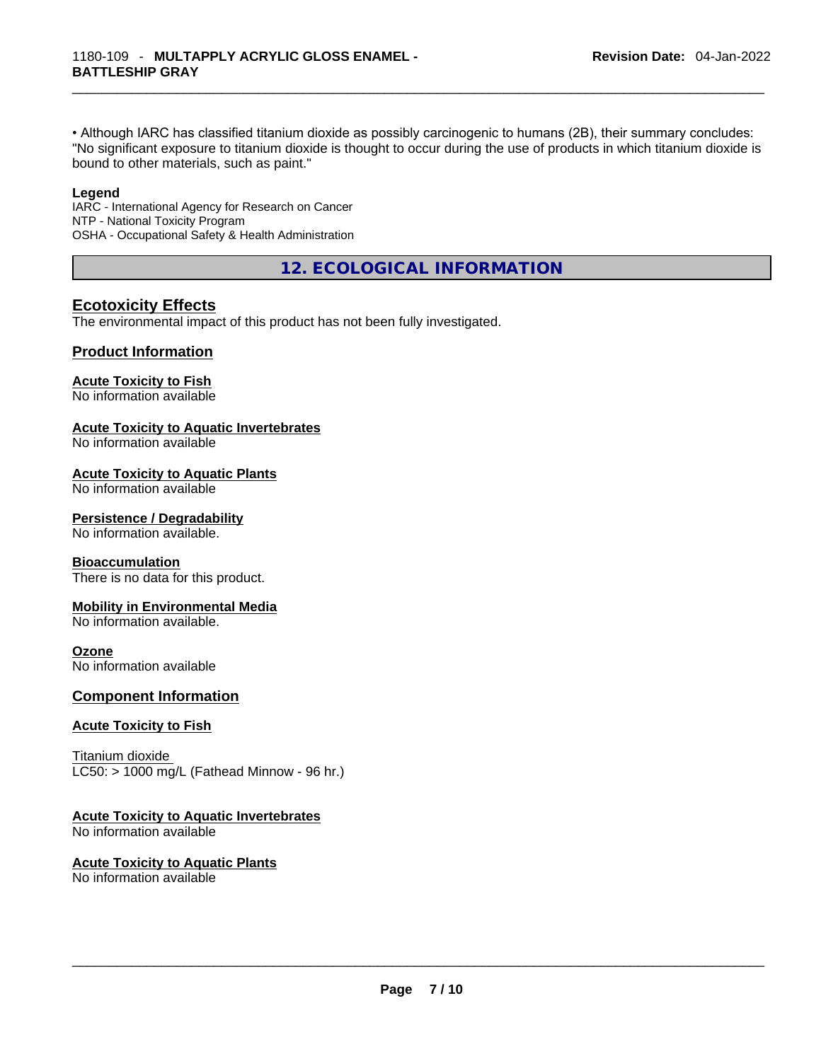• Although IARC has classified titanium dioxide as possibly carcinogenic to humans (2B), their summary concludes: "No significant exposure to titanium dioxide is thought to occur during the use of products in which titanium dioxide is bound to other materials, such as paint."

**Legend**

IARC - International Agency for Research on Cancer
NTP - National Toxicity Program
OSHA - Occupational Safety & Health Administration

## 12. ECOLOGICAL INFORMATION

### Ecotoxicity Effects

The environmental impact of this product has not been fully investigated.

### Product Information

**Acute Toxicity to Fish**
No information available

**Acute Toxicity to Aquatic Invertebrates**
No information available

**Acute Toxicity to Aquatic Plants**
No information available

**Persistence / Degradability**
No information available.

**Bioaccumulation**
There is no data for this product.

**Mobility in Environmental Media**
No information available.

**Ozone**
No information available

### Component Information

**Acute Toxicity to Fish**

Titanium dioxide
LC50: > 1000 mg/L (Fathead Minnow - 96 hr.)

**Acute Toxicity to Aquatic Invertebrates**
No information available

**Acute Toxicity to Aquatic Plants**
No information available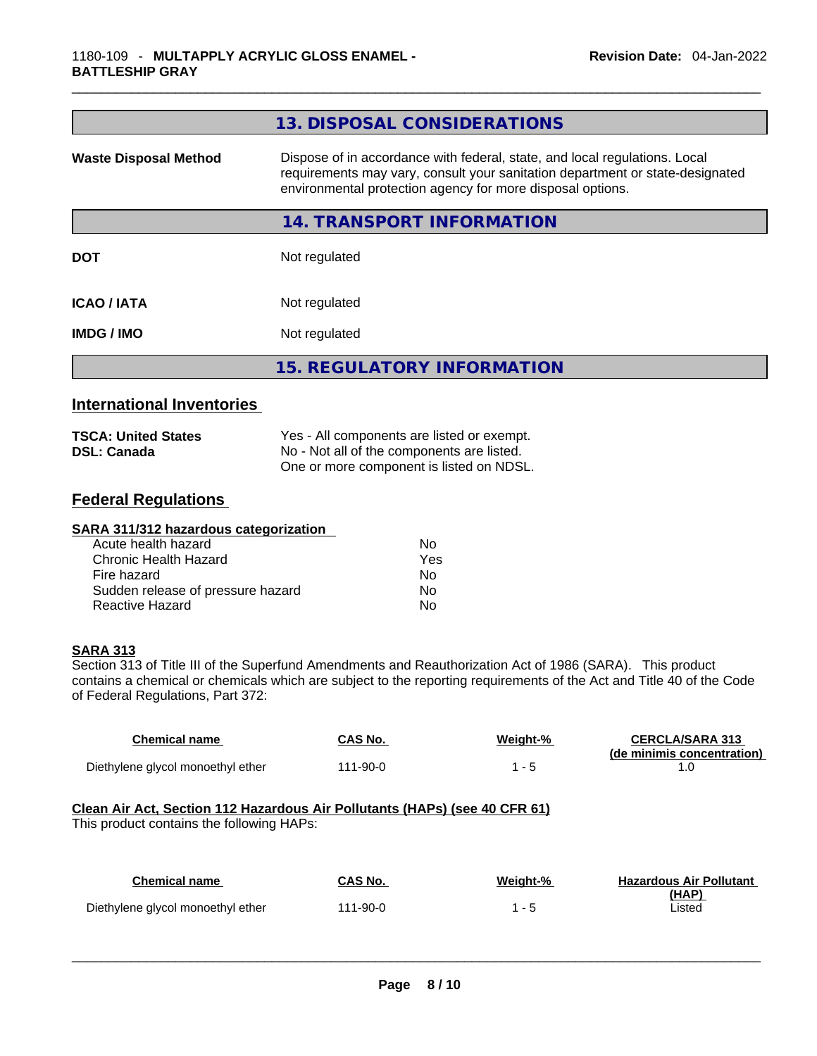## 13. DISPOSAL CONSIDERATIONS

**Waste Disposal Method** Dispose of in accordance with federal, state, and local regulations. Local requirements may vary, consult your sanitation department or state-designated environmental protection agency for more disposal options.

## 14. TRANSPORT INFORMATION

**DOT** Not regulated

**ICAO / IATA** Not regulated

**IMDG / IMO** Not regulated

## 15. REGULATORY INFORMATION

### International Inventories

**TSCA: United States** Yes - All components are listed or exempt.
**DSL: Canada** No - Not all of the components are listed.
One or more component is listed on NDSL.

### Federal Regulations

**SARA 311/312 hazardous categorization**

| | |
|---|---|
| Acute health hazard | No |
| Chronic Health Hazard | Yes |
| Fire hazard | No |
| Sudden release of pressure hazard | No |
| Reactive Hazard | No |

**SARA 313**
Section 313 of Title III of the Superfund Amendments and Reauthorization Act of 1986 (SARA). This product contains a chemical or chemicals which are subject to the reporting requirements of the Act and Title 40 of the Code of Federal Regulations, Part 372:

| Chemical name | CAS No. | Weight-% | CERCLA/SARA 313 (de minimis concentration) |
|---|---|---|---|
| Diethylene glycol monoethyl ether | 111-90-0 | 1 - 5 | 1.0 |

**Clean Air Act, Section 112 Hazardous Air Pollutants (HAPs) (see 40 CFR 61)**
This product contains the following HAPs:

| Chemical name | CAS No. | Weight-% | Hazardous Air Pollutant (HAP) |
|---|---|---|---|
| Diethylene glycol monoethyl ether | 111-90-0 | 1 - 5 | Listed |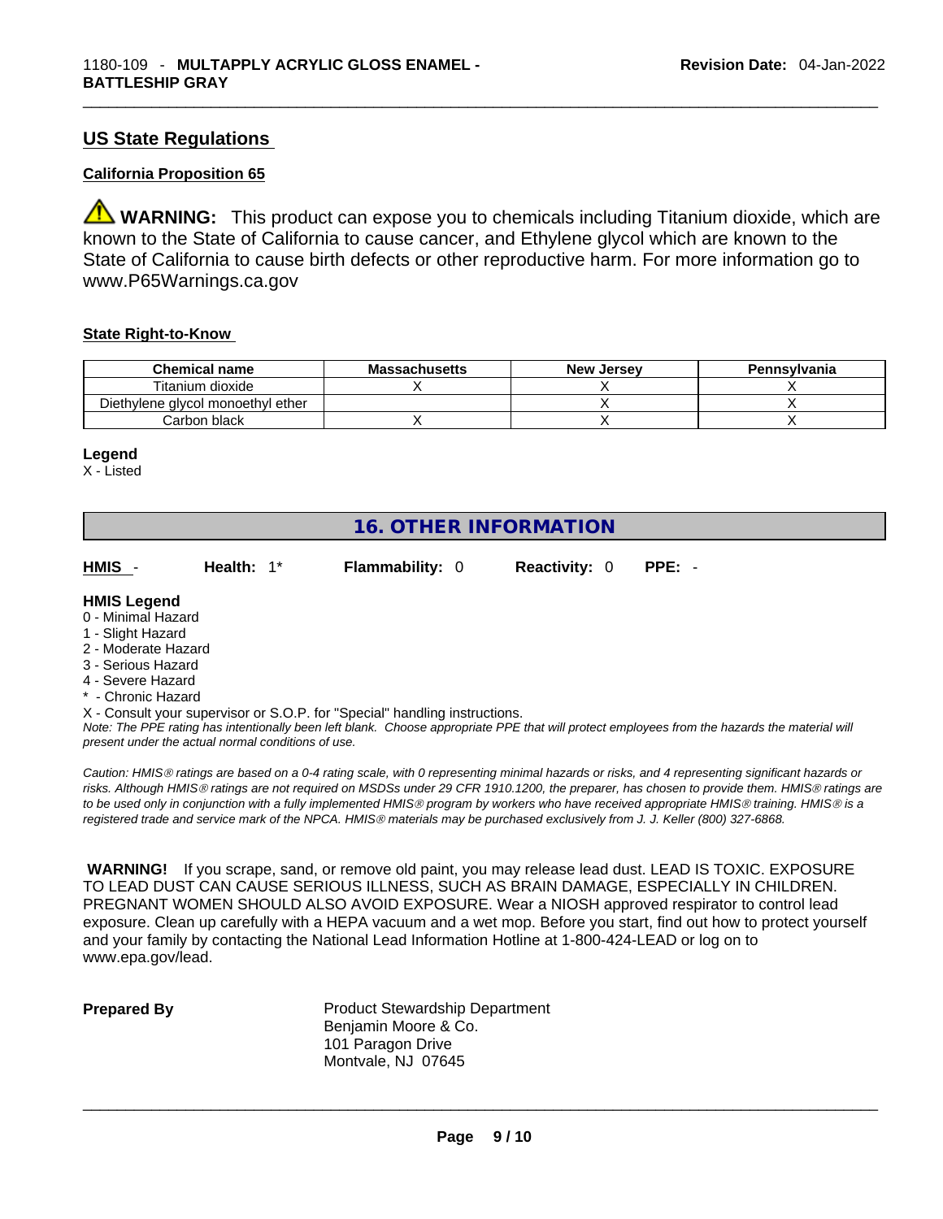## US State Regulations

### California Proposition 65

⚠ **WARNING:** This product can expose you to chemicals including Titanium dioxide, which are known to the State of California to cause cancer, and Ethylene glycol which are known to the State of California to cause birth defects or other reproductive harm. For more information go to www.P65Warnings.ca.gov

### State Right-to-Know

| Chemical name | Massachusetts | New Jersey | Pennsylvania |
|---|---|---|---|
| Titanium dioxide | X | X | X |
| Diethylene glycol monoethyl ether | | X | X |
| Carbon black | X | X | X |

**Legend**

X - Listed

# 16. OTHER INFORMATION

**HMIS** - **Health:** 1* **Flammability:** 0 **Reactivity:** 0 **PPE:** -

**HMIS Legend**

0 - Minimal Hazard
1 - Slight Hazard
2 - Moderate Hazard
3 - Serious Hazard
4 - Severe Hazard
* - Chronic Hazard
X - Consult your supervisor or S.O.P. for "Special" handling instructions.

*Note: The PPE rating has intentionally been left blank. Choose appropriate PPE that will protect employees from the hazards the material will present under the actual normal conditions of use.*

*Caution: HMIS® ratings are based on a 0-4 rating scale, with 0 representing minimal hazards or risks, and 4 representing significant hazards or risks. Although HMIS® ratings are not required on MSDSs under 29 CFR 1910.1200, the preparer, has chosen to provide them. HMIS® ratings are to be used only in conjunction with a fully implemented HMIS® program by workers who have received appropriate HMIS® training. HMIS® is a registered trade and service mark of the NPCA. HMIS® materials may be purchased exclusively from J. J. Keller (800) 327-6868.*

**WARNING!** If you scrape, sand, or remove old paint, you may release lead dust. LEAD IS TOXIC. EXPOSURE TO LEAD DUST CAN CAUSE SERIOUS ILLNESS, SUCH AS BRAIN DAMAGE, ESPECIALLY IN CHILDREN. PREGNANT WOMEN SHOULD ALSO AVOID EXPOSURE. Wear a NIOSH approved respirator to control lead exposure. Clean up carefully with a HEPA vacuum and a wet mop. Before you start, find out how to protect yourself and your family by contacting the National Lead Information Hotline at 1-800-424-LEAD or log on to www.epa.gov/lead.

**Prepared By**

Product Stewardship Department
Benjamin Moore & Co.
101 Paragon Drive
Montvale, NJ 07645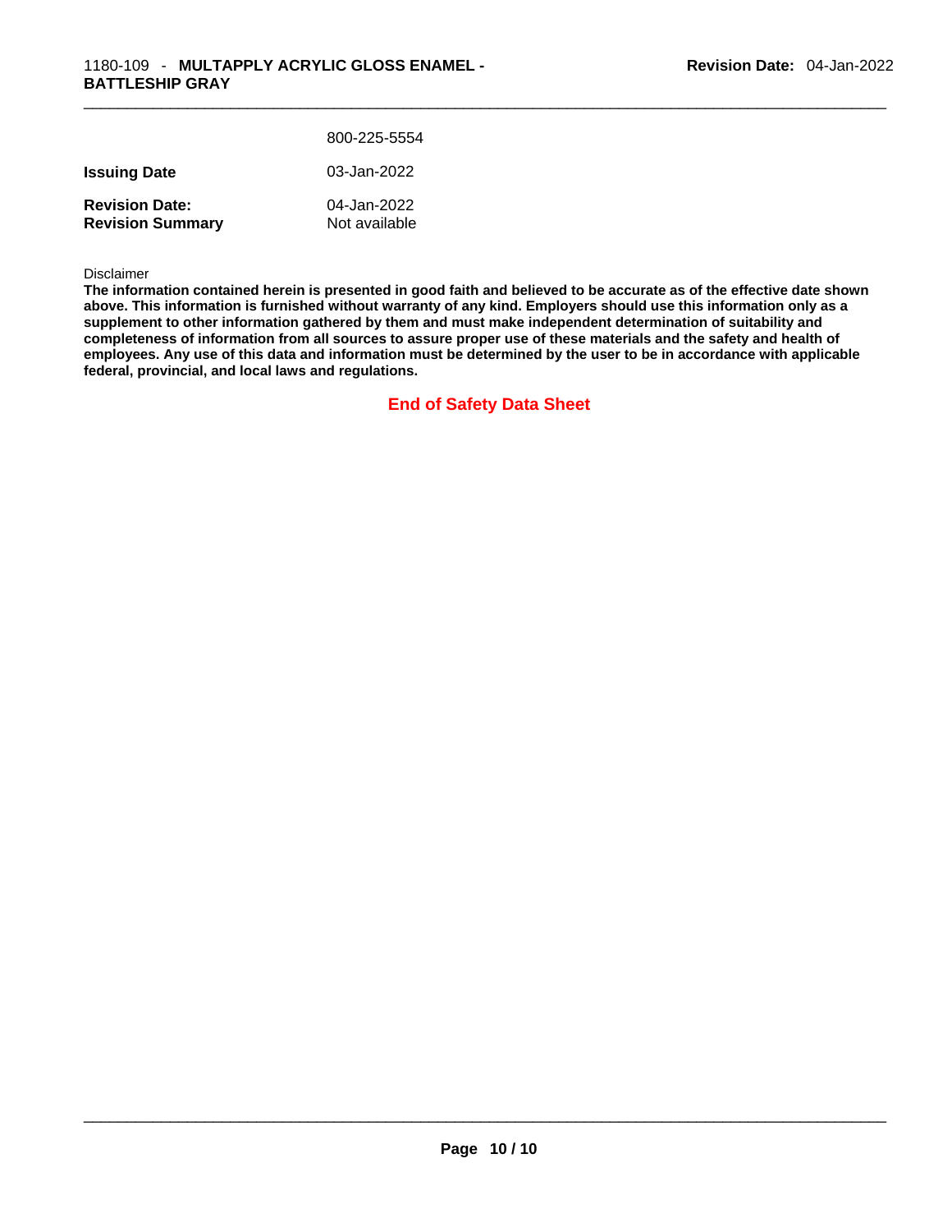| | |
|---|---|
| | 800-225-5554 |
| **Issuing Date** | 03-Jan-2022 |
| **Revision Date:** | 04-Jan-2022 |
| **Revision Summary** | Not available |

Disclaimer

**The information contained herein is presented in good faith and believed to be accurate as of the effective date shown above. This information is furnished without warranty of any kind. Employers should use this information only as a supplement to other information gathered by them and must make independent determination of suitability and completeness of information from all sources to assure proper use of these materials and the safety and health of employees. Any use of this data and information must be determined by the user to be in accordance with applicable federal, provincial, and local laws and regulations.**

**End of Safety Data Sheet**